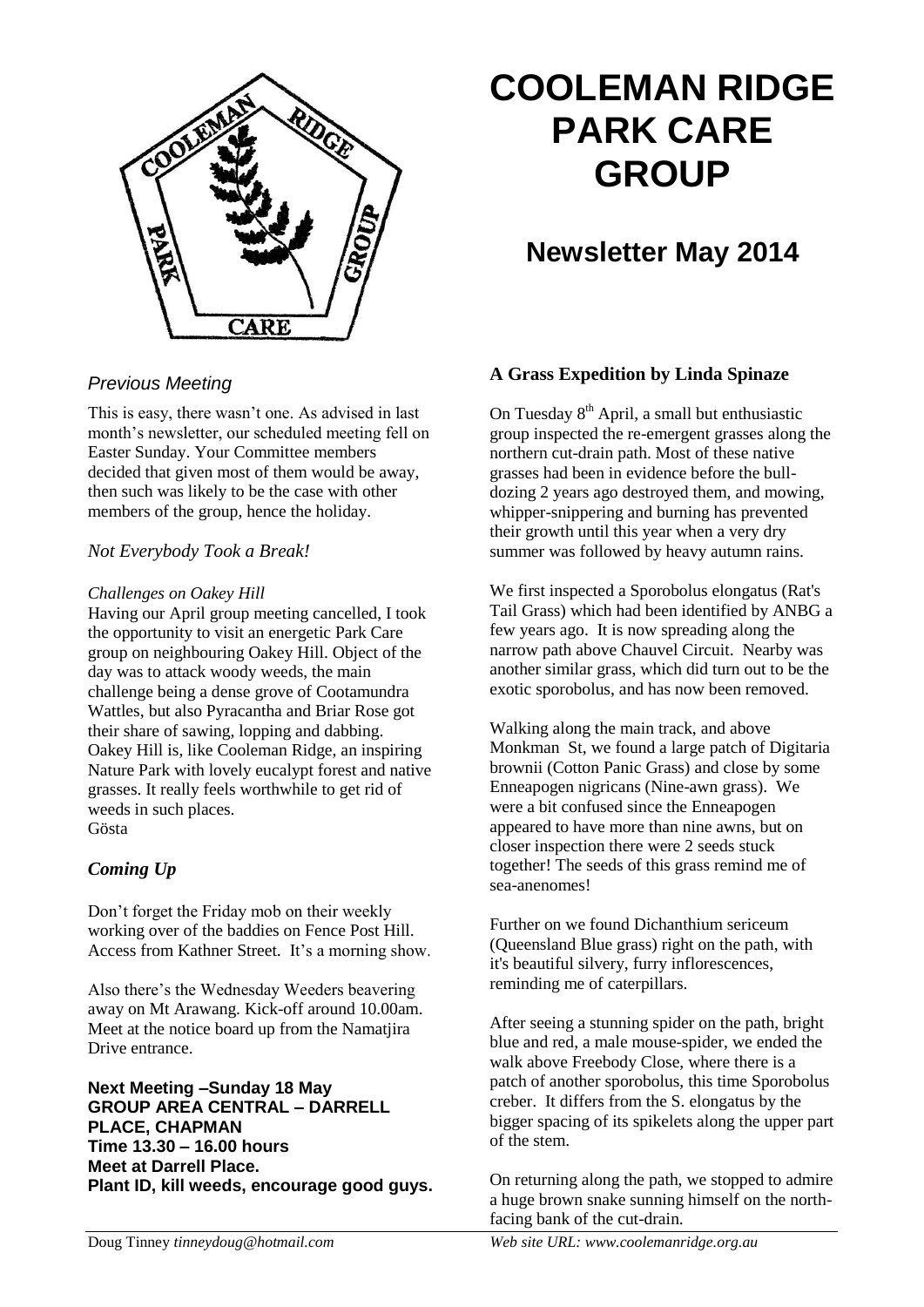# COOLEMAN RIDGE PARK CARE GROUP

## Newsletter May 2014

### *Previous Meeting*

This is easy, there wasn't one. As advised in last month's newsletter, our scheduled meeting fell on Easter Sunday. Your Committee members decided that given most of them would be away, then such was likely to be the case with other members of the group, hence the holiday.

### *Not Everybody Took a Break!*

*Challenges on Oakey Hill*

Having our April group meeting cancelled, I took the opportunity to visit an energetic Park Care group on neighbouring Oakey Hill. Object of the day was to attack woody weeds, the main challenge being a dense grove of Cootamundra Wattles, but also Pyracantha and Briar Rose got their share of sawing, lopping and dabbing. Oakey Hill is, like Cooleman Ridge, an inspiring Nature Park with lovely eucalypt forest and native grasses. It really feels worthwhile to get rid of weeds in such places.

Gösta

### ***Coming Up***

Don't forget the Friday mob on their weekly working over of the baddies on Fence Post Hill. Access from Kathner Street. It's a morning show.

Also there's the Wednesday Weeders beavering away on Mt Arawang. Kick-off around 10.00am. Meet at the notice board up from the Namatjira Drive entrance.

**Next Meeting –Sunday 18 May**
**GROUP AREA CENTRAL – DARRELL PLACE, CHAPMAN**
**Time 13.30 – 16.00 hours**
**Meet at Darrell Place.**
**Plant ID, kill weeds, encourage good guys.**

### **A Grass Expedition by Linda Spinaze**

On Tuesday 8th April, a small but enthusiastic group inspected the re-emergent grasses along the northern cut-drain path. Most of these native grasses had been in evidence before the bull-dozing 2 years ago destroyed them, and mowing, whipper-snippering and burning has prevented their growth until this year when a very dry summer was followed by heavy autumn rains.

We first inspected a Sporobolus elongatus (Rat's Tail Grass) which had been identified by ANBG a few years ago. It is now spreading along the narrow path above Chauvel Circuit. Nearby was another similar grass, which did turn out to be the exotic sporobolus, and has now been removed.

Walking along the main track, and above Monkman St, we found a large patch of Digitaria brownii (Cotton Panic Grass) and close by some Enneapogen nigricans (Nine-awn grass). We were a bit confused since the Enneapogen appeared to have more than nine awns, but on closer inspection there were 2 seeds stuck together! The seeds of this grass remind me of sea-anenomes!

Further on we found Dichanthium sericeum (Queensland Blue grass) right on the path, with it's beautiful silvery, furry inflorescences, reminding me of caterpillars.

After seeing a stunning spider on the path, bright blue and red, a male mouse-spider, we ended the walk above Freebody Close, where there is a patch of another sporobolus, this time Sporobolus creber. It differs from the S. elongatus by the bigger spacing of its spikelets along the upper part of the stem.

On returning along the path, we stopped to admire a huge brown snake sunning himself on the north-facing bank of the cut-drain.

Doug Tinney *tinneydoug@hotmail.com* *Web site URL: www.coolemanridge.org.au*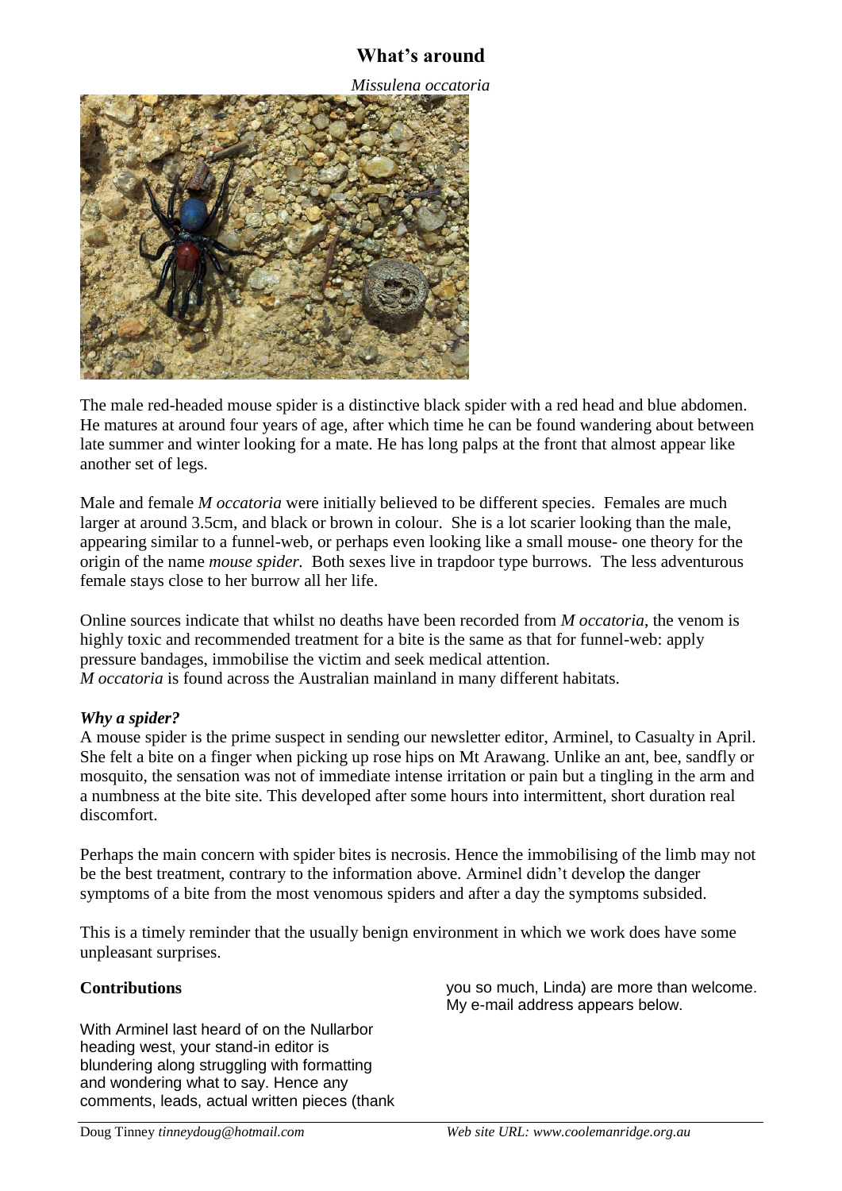## What's around

*Missulena occatoria*

The male red-headed mouse spider is a distinctive black spider with a red head and blue abdomen. He matures at around four years of age, after which time he can be found wandering about between late summer and winter looking for a mate. He has long palps at the front that almost appear like another set of legs.

Male and female *M occatoria* were initially believed to be different species. Females are much larger at around 3.5cm, and black or brown in colour. She is a lot scarier looking than the male, appearing similar to a funnel-web, or perhaps even looking like a small mouse- one theory for the origin of the name *mouse spider.* Both sexes live in trapdoor type burrows. The less adventurous female stays close to her burrow all her life.

Online sources indicate that whilst no deaths have been recorded from *M occatoria*, the venom is highly toxic and recommended treatment for a bite is the same as that for funnel-web: apply pressure bandages, immobilise the victim and seek medical attention.
*M occatoria* is found across the Australian mainland in many different habitats.

### *Why a spider?*

A mouse spider is the prime suspect in sending our newsletter editor, Arminel, to Casualty in April. She felt a bite on a finger when picking up rose hips on Mt Arawang. Unlike an ant, bee, sandfly or mosquito, the sensation was not of immediate intense irritation or pain but a tingling in the arm and a numbness at the bite site. This developed after some hours into intermittent, short duration real discomfort.

Perhaps the main concern with spider bites is necrosis. Hence the immobilising of the limb may not be the best treatment, contrary to the information above. Arminel didn't develop the danger symptoms of a bite from the most venomous spiders and after a day the symptoms subsided.

This is a timely reminder that the usually benign environment in which we work does have some unpleasant surprises.

### Contributions

With Arminel last heard of on the Nullarbor heading west, your stand-in editor is blundering along struggling with formatting and wondering what to say. Hence any comments, leads, actual written pieces (thank you so much, Linda) are more than welcome. My e-mail address appears below.

Doug Tinney *tinneydoug@hotmail.com*

*Web site URL: www.coolemanridge.org.au*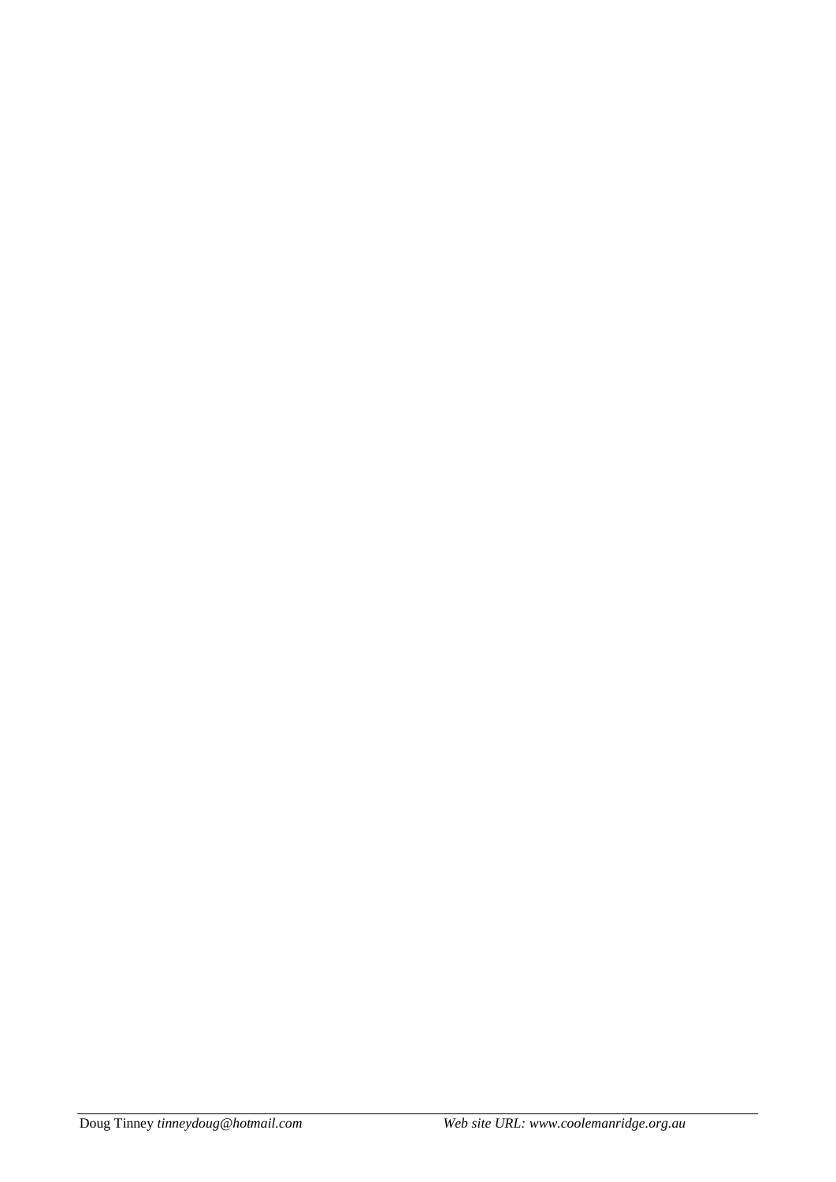Doug Tinney *tinneydoug@hotmail.com* *Web site URL: www.coolemanridge.org.au*